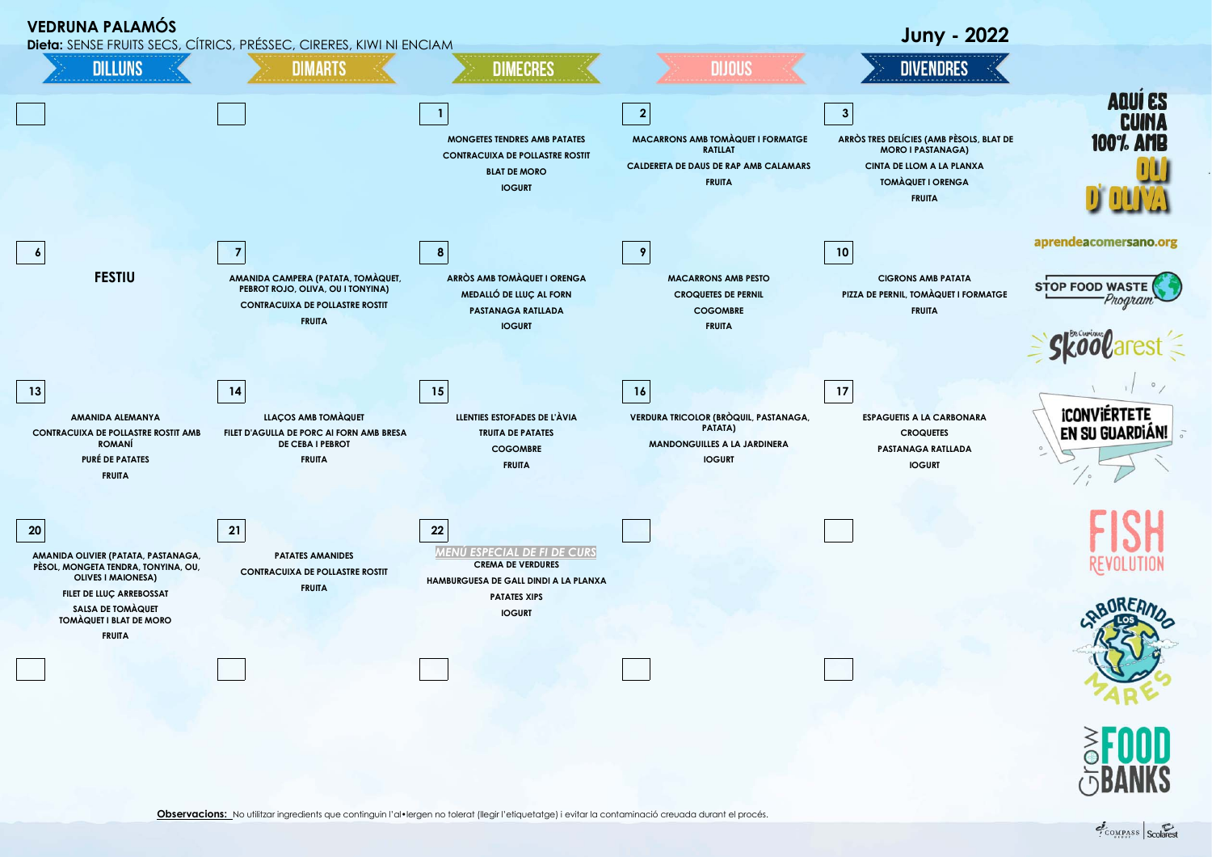# VEDRUNA PALAMÓS

**Dieta:** SENSE FRUITS SECS, CÍTRICS, PRÉSSEC, CIRERES, KIWI NI ENCIAM

## Juny - 2022

| DILLUNS | DIMARTS | DIMECRES | DIJOUS | DIVENDRES |
|---|---|---|---|---|
| | | **1**<br>MONGETES TENDRES AMB PATATES<br>CONTRACUIXA DE POLLASTRE ROSTIT<br>BLAT DE MORO<br>IOGURT | **2**<br>MACARRONS AMB TOMÀQUET I FORMATGE RATLLAT<br>CALDERETA DE DAUS DE RAP AMB CALAMARS<br>FRUITA | **3**<br>ARRÒS TRES DELÍCIES (AMB PÈSOLS, BLAT DE MORO I PASTANAGA)<br>CINTA DE LLOM A LA PLANXA<br>TOMÀQUET I ORENGA<br>FRUITA |
| **6**<br>FESTIU | **7**<br>AMANIDA CAMPERA (PATATA, TOMÀQUET, PEBROT ROJO, OLIVA, OU I TONYINA)<br>CONTRACUIXA DE POLLASTRE ROSTIT<br>FRUITA | **8**<br>ARRÒS AMB TOMÀQUET I ORENGA<br>MEDALLÓ DE LLUÇ AL FORN<br>PASTANAGA RATLLADA<br>IOGURT | **9**<br>MACARRONS AMB PESTO<br>CROQUETES DE PERNIL<br>COGOMBRE<br>FRUITA | **10**<br>CIGRONS AMB PATATA<br>PIZZA DE PERNIL, TOMÀQUET I FORMATGE<br>FRUITA |
| **13**<br>AMANIDA ALEMANYA<br>CONTRACUIXA DE POLLASTRE ROSTIT AMB ROMANÍ<br>PURÉ DE PATATES<br>FRUITA | **14**<br>LLAÇOS AMB TOMÀQUET<br>FILET D'AGULLA DE PORC AI FORN AMB BRESA DE CEBA I PEBROT<br>FRUITA | **15**<br>LLENTIES ESTOFADES DE L'ÀVIA<br>TRUITA DE PATATES<br>COGOMBRE<br>FRUITA | **16**<br>VERDURA TRICOLOR (BRÒQUIL, PASTANAGA, PATATA)<br>MANDONGUILLES A LA JARDINERA<br>IOGURT | **17**<br>ESPAGUETIS A LA CARBONARA<br>CROQUETES<br>PASTANAGA RATLLADA<br>IOGURT |
| **20**<br>AMANIDA OLIVIER (PATATA, PASTANAGA, PÈSOL, MONGETA TENDRA, TONYINA, OU, OLIVES I MAIONESA)<br>FILET DE LLUÇ ARREBOSSAT<br>SALSA DE TOMÀQUET<br>TOMÀQUET I BLAT DE MORO<br>FRUITA | **21**<br>PATATES AMANIDES<br>CONTRACUIXA DE POLLASTRE ROSTIT<br>FRUITA | **22**<br>*MENÚ ESPECIAL DE FI DE CURS*<br>CREMA DE VERDURES<br>HAMBURGUESA DE GALL DINDI A LA PLANXA<br>PATATES XIPS<br>IOGURT | | |
| | | | | |

AQUÍ ES CUINA 100% AMB OLI D'OLIVA

aprendeacomersano.org

STOP FOOD WASTE Program

Skoolarest

¡CONVIÉRTETE EN SU GUARDIÁN!

FISH REVOLUTION

SABOREANDO LOS MARES

Grow FOOD BANKS

**Observacions:** No utilitzar ingredients que continguin l'al•lergen no tolerat (llegir l'etiquetatge) i evitar la contaminació creuada durant el procés.

COMPASS GROUP | Scolarest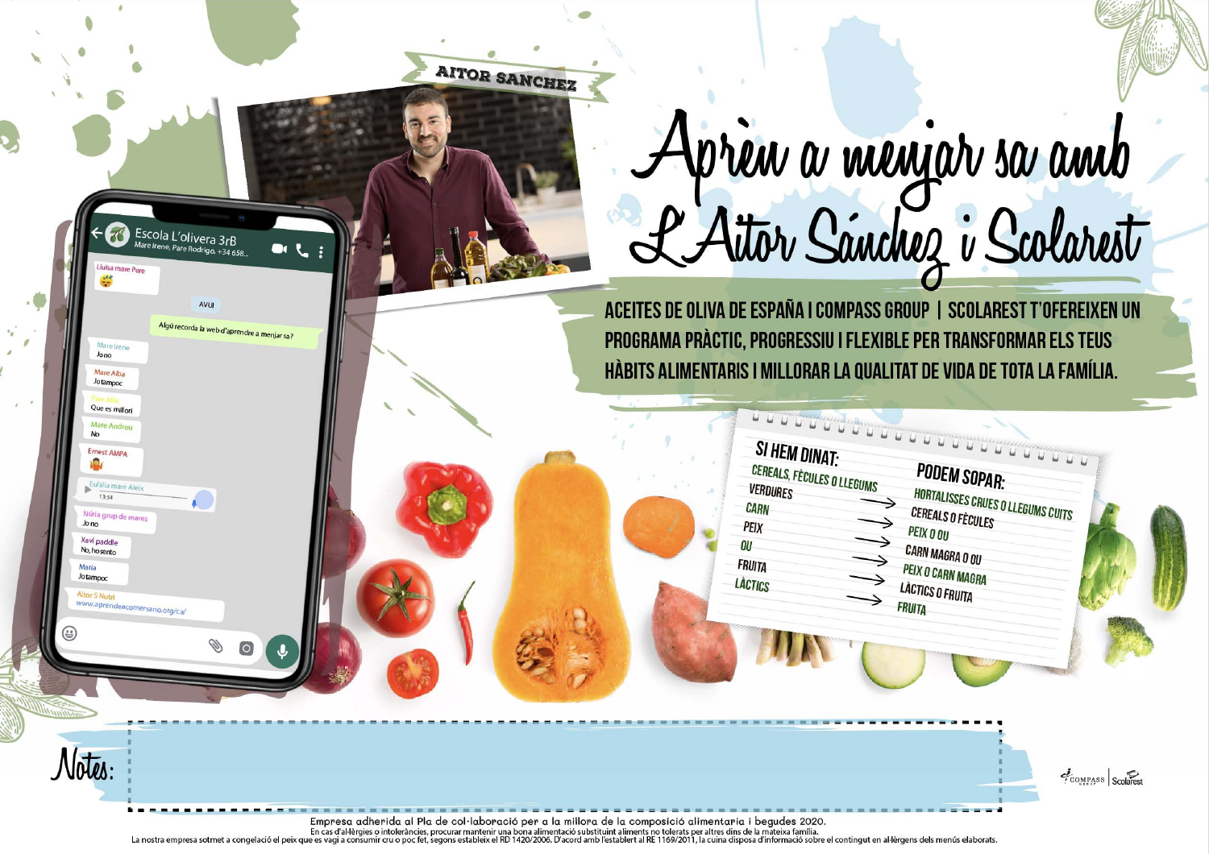# Aprèn a menjar sa amb L'Aitor Sánchez i Scolarest

AITOR SANCHEZ

**ACEITES DE OLIVA DE ESPAÑA I COMPASS GROUP | SCOLAREST T'OFEREIXEN UN PROGRAMA PRÀCTIC, PROGRESSIU I FLEXIBLE PER TRANSFORMAR ELS TEUS HÀBITS ALIMENTARIS I MILLORAR LA QUALITAT DE VIDA DE TOTA LA FAMÍLIA.**

| SI HEM DINAT: | | PODEM SOPAR: |
|---|---|---|
| CEREALS, FÈCULES O LLEGUMS | → | HORTALISSES CRUES O LLEGUMS CUITS |
| VERDURES | → | CEREALS O FÈCULES |
| CARN | → | PEIX O OU |
| PEIX | → | CARN MAGRA O OU |
| OU | → | PEIX O CARN MAGRA |
| FRUITA | → | LÀCTICS O FRUITA |
| LÀCTICS | → | FRUITA |

Escola L'olivera 3rB
Mare Irene, Pare Rodrigo, +34 658...

Lluïsa mare Pere

AVUI

Algú recorda la web d'aprendre a menjar sa?

Mare Irene: Jo no

Mare Alba: Jo tampoc

Pare Jùlia: Que es millor!

Mare Andreu: No

Ernest AMPA

Eulàlia mare Aleix: 13:54

Núria grup de mares: Jo no

Xavi paddle: No, ho sento

Maria: Jo tampoc

Aitor S Nutri: www.aprendeacomersano.org/ca/

Notes:

Empresa adherida al Pla de col·laboració per a la millora de la composició alimentaria i begudes 2020.
En cas d'al·lèrgies o intoleràncies, procurar mantenir una bona alimentació substituint aliments no tolerats per altres dins de la mateixa família.
La nostra empresa sotmet a congelació el peix que es vagi a consumir cru o poc fet, segons estableix el RD 1420/2006. D'acord amb l'establert al RE 1169/2011, la cuina disposa d'informació sobre el contingut en al·lèrgens dels menús elaborats.